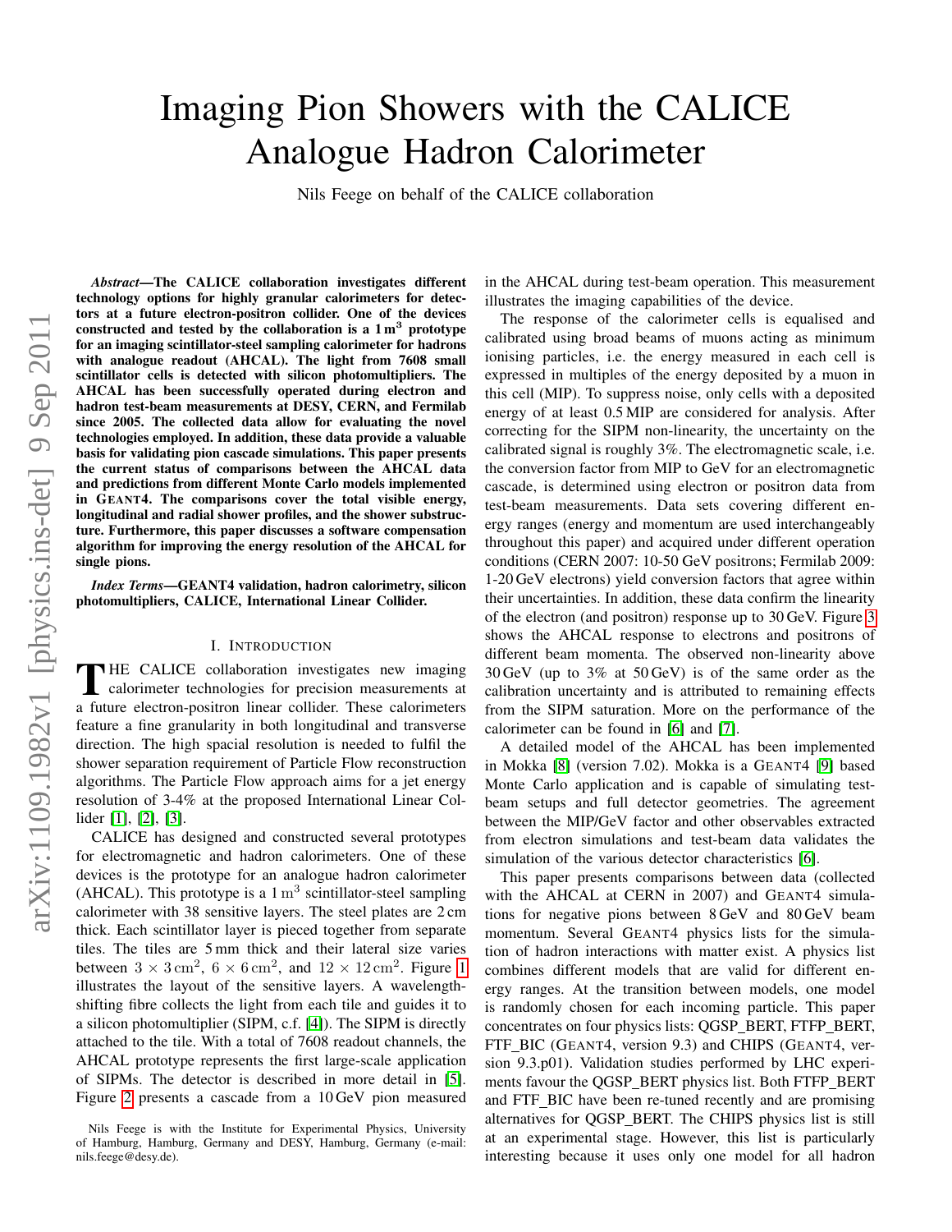# Imaging Pion Showers with the CALICE Analogue Hadron Calorimeter

Nils Feege on behalf of the CALICE collaboration

***Abstract*—The CALICE collaboration investigates different technology options for highly granular calorimeters for detectors at a future electron-positron collider. One of the devices constructed and tested by the collaboration is a 1 $m^3$ prototype for an imaging scintillator-steel sampling calorimeter for hadrons with analogue readout (AHCAL). The light from 7608 small scintillator cells is detected with silicon photomultipliers. The AHCAL has been successfully operated during electron and hadron test-beam measurements at DESY, CERN, and Fermilab since 2005. The collected data allow for evaluating the novel technologies employed. In addition, these data provide a valuable basis for validating pion cascade simulations. This paper presents the current status of comparisons between the AHCAL data and predictions from different Monte Carlo models implemented in GEANT4. The comparisons cover the total visible energy, longitudinal and radial shower profiles, and the shower substructure. Furthermore, this paper discusses a software compensation algorithm for improving the energy resolution of the AHCAL for single pions.**

***Index Terms*—GEANT4 validation, hadron calorimetry, silicon photomultipliers, CALICE, International Linear Collider.**

## I. Introduction

The CALICE collaboration investigates new imaging calorimeter technologies for precision measurements at a future electron-positron linear collider. These calorimeters feature a fine granularity in both longitudinal and transverse direction. The high spacial resolution is needed to fulfil the shower separation requirement of Particle Flow reconstruction algorithms. The Particle Flow approach aims for a jet energy resolution of 3-4% at the proposed International Linear Collider [1], [2], [3].

CALICE has designed and constructed several prototypes for electromagnetic and hadron calorimeters. One of these devices is the prototype for an analogue hadron calorimeter (AHCAL). This prototype is a 1 $m^3$ scintillator-steel sampling calorimeter with 38 sensitive layers. The steel plates are 2 cm thick. Each scintillator layer is pieced together from separate tiles. The tiles are 5 mm thick and their lateral size varies between $3 \times 3\,\mathrm{cm}^2$, $6 \times 6\,\mathrm{cm}^2$, and $12 \times 12\,\mathrm{cm}^2$. Figure 1 illustrates the layout of the sensitive layers. A wavelength-shifting fibre collects the light from each tile and guides it to a silicon photomultiplier (SIPM, c.f. [4]). The SIPM is directly attached to the tile. With a total of 7608 readout channels, the AHCAL prototype represents the first large-scale application of SIPMs. The detector is described in more detail in [5]. Figure 2 presents a cascade from a 10 GeV pion measured in the AHCAL during test-beam operation. This measurement illustrates the imaging capabilities of the device.

The response of the calorimeter cells is equalised and calibrated using broad beams of muons acting as minimum ionising particles, i.e. the energy measured in each cell is expressed in multiples of the energy deposited by a muon in this cell (MIP). To suppress noise, only cells with a deposited energy of at least 0.5 MIP are considered for analysis. After correcting for the SIPM non-linearity, the uncertainty on the calibrated signal is roughly 3%. The electromagnetic scale, i.e. the conversion factor from MIP to GeV for an electromagnetic cascade, is determined using electron or positron data from test-beam measurements. Data sets covering different energy ranges (energy and momentum are used interchangeably throughout this paper) and acquired under different operation conditions (CERN 2007: 10-50 GeV positrons; Fermilab 2009: 1-20 GeV electrons) yield conversion factors that agree within their uncertainties. In addition, these data confirm the linearity of the electron (and positron) response up to 30 GeV. Figure 3 shows the AHCAL response to electrons and positrons of different beam momenta. The observed non-linearity above 30 GeV (up to 3% at 50 GeV) is of the same order as the calibration uncertainty and is attributed to remaining effects from the SIPM saturation. More on the performance of the calorimeter can be found in [6] and [7].

A detailed model of the AHCAL has been implemented in Mokka [8] (version 7.02). Mokka is a GEANT4 [9] based Monte Carlo application and is capable of simulating test-beam setups and full detector geometries. The agreement between the MIP/GeV factor and other observables extracted from electron simulations and test-beam data validates the simulation of the various detector characteristics [6].

This paper presents comparisons between data (collected with the AHCAL at CERN in 2007) and GEANT4 simulations for negative pions between 8 GeV and 80 GeV beam momentum. Several GEANT4 physics lists for the simulation of hadron interactions with matter exist. A physics list combines different models that are valid for different energy ranges. At the transition between models, one model is randomly chosen for each incoming particle. This paper concentrates on four physics lists: QGSP_BERT, FTFP_BERT, FTF_BIC (GEANT4, version 9.3) and CHIPS (GEANT4, version 9.3.p01). Validation studies performed by LHC experiments favour the QGSP_BERT physics list. Both FTFP_BERT and FTF_BIC have been re-tuned recently and are promising alternatives for QGSP_BERT. The CHIPS physics list is still at an experimental stage. However, this list is particularly interesting because it uses only one model for all hadron

Nils Feege is with the Institute for Experimental Physics, University of Hamburg, Hamburg, Germany and DESY, Hamburg, Germany (e-mail: nils.feege@desy.de).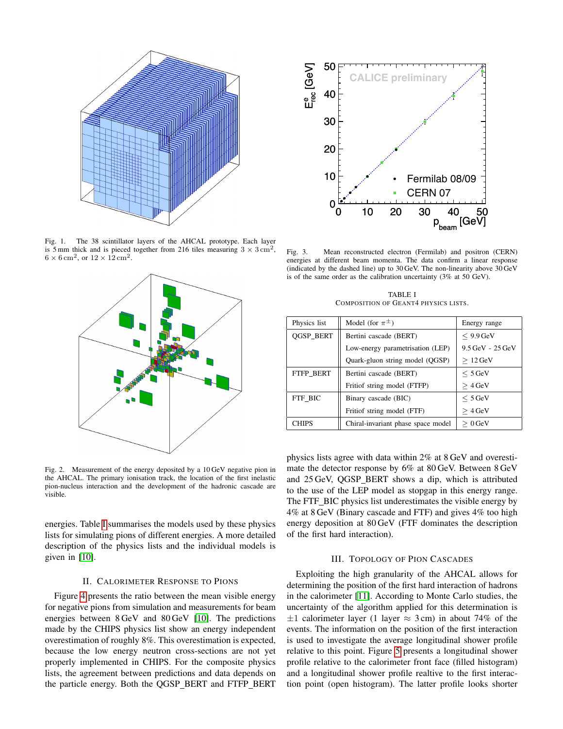Fig. 1. The 38 scintillator layers of the AHCAL prototype. Each layer is 5 mm thick and is pieced together from 216 tiles measuring $3 \times 3\,\text{cm}^2$, $6 \times 6\,\text{cm}^2$, or $12 \times 12\,\text{cm}^2$.

Fig. 2. Measurement of the energy deposited by a 10 GeV negative pion in the AHCAL. The primary ionisation track, the location of the first inelastic pion-nucleus interaction and the development of the hadronic cascade are visible.

energies. Table I summarises the models used by these physics lists for simulating pions of different energies. A more detailed description of the physics lists and the individual models is given in [10].

## II. Calorimeter Response to Pions

Figure 4 presents the ratio between the mean visible energy for negative pions from simulation and measurements for beam energies between 8 GeV and 80 GeV [10]. The predictions made by the CHIPS physics list show an energy independent overestimation of roughly 8%. This overestimation is expected, because the low energy neutron cross-sections are not yet properly implemented in CHIPS. For the composite physics lists, the agreement between predictions and data depends on the particle energy. Both the QGSP_BERT and FTFP_BERT

$E^{e}_{rec}$ [GeV]

CALICE preliminary

Fermilab 08/09

CERN 07

$p_{beam}$ [GeV]

0 10 20 30 40 50

Fig. 3. Mean reconstructed electron (Fermilab) and positron (CERN) energies at different beam momenta. The data confirm a linear response (indicated by the dashed line) up to 30 GeV. The non-linearity above 30 GeV is of the same order as the calibration uncertainty (3% at 50 GeV).

TABLE I
Composition of Geant4 physics lists.

| Physics list | Model (for $\pi^{\pm}$) | Energy range |
|---|---|---|
| QGSP_BERT | Bertini cascade (BERT) | $\leq$ 9.9 GeV |
| | Low-energy parametrisation (LEP) | 9.5 GeV - 25 GeV |
| | Quark-gluon string model (QGSP) | $\geq$ 12 GeV |
| FTFP_BERT | Bertini cascade (BERT) | $\leq$ 5 GeV |
| | Fritiof string model (FTFP) | $\geq$ 4 GeV |
| FTF_BIC | Binary cascade (BIC) | $\leq$ 5 GeV |
| | Fritiof string model (FTF) | $\geq$ 4 GeV |
| CHIPS | Chiral-invariant phase space model | $\geq$ 0 GeV |

physics lists agree with data within 2% at 8 GeV and overestimate the detector response by 6% at 80 GeV. Between 8 GeV and 25 GeV, QGSP_BERT shows a dip, which is attributed to the use of the LEP model as stopgap in this energy range. The FTF_BIC physics list underestimates the visible energy by 4% at 8 GeV (Binary cascade and FTF) and gives 4% too high energy deposition at 80 GeV (FTF dominates the description of the first hard interaction).

## III. Topology of Pion Cascades

Exploiting the high granularity of the AHCAL allows for determining the position of the first hard interaction of hadrons in the calorimeter [11]. According to Monte Carlo studies, the uncertainty of the algorithm applied for this determination is $\pm 1$ calorimeter layer (1 layer $\approx$ 3 cm) in about 74% of the events. The information on the position of the first interaction is used to investigate the average longitudinal shower profile relative to this point. Figure 5 presents a longitudinal shower profile relative to the calorimeter front face (filled histogram) and a longitudinal shower profile realtive to the first interaction point (open histogram). The latter profile looks shorter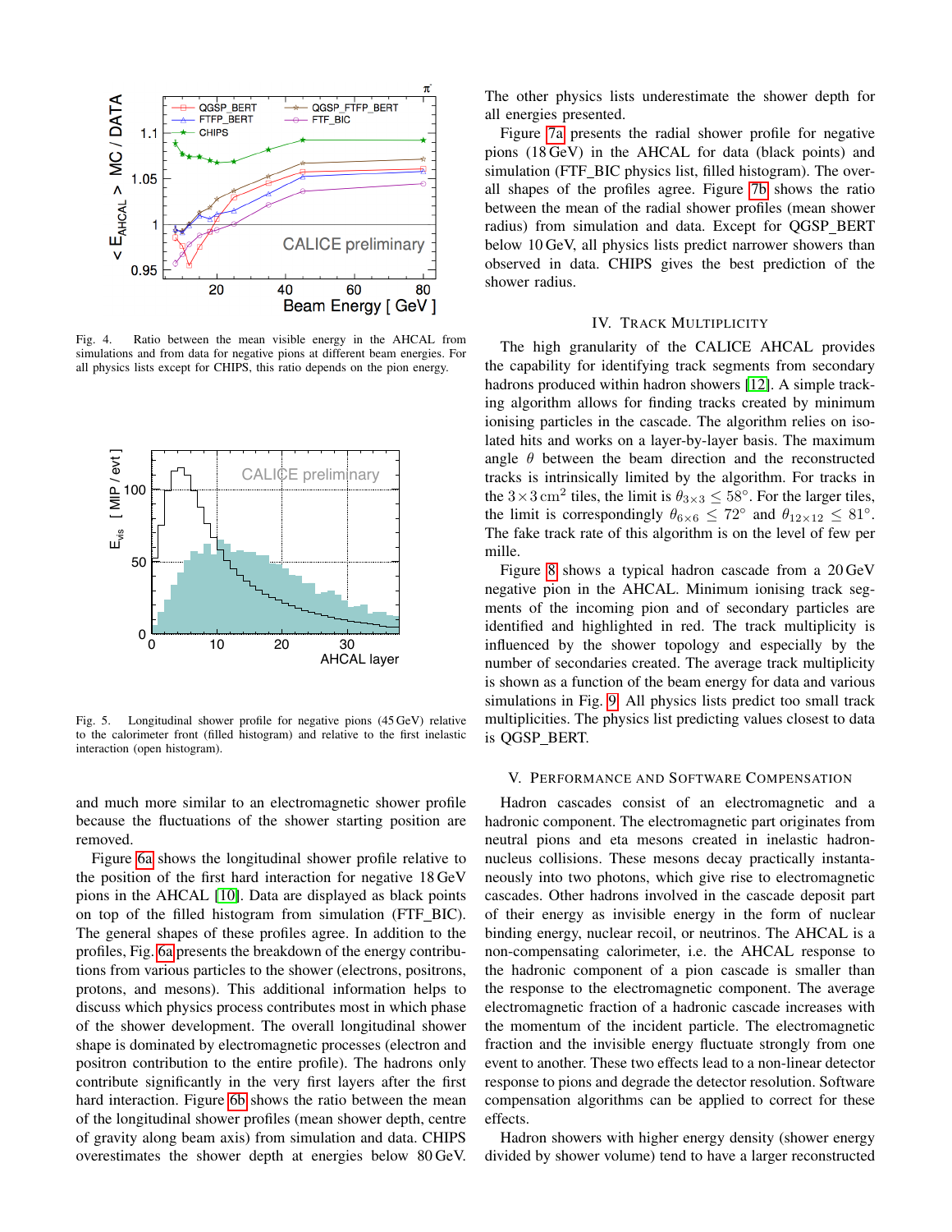Fig. 4. Ratio between the mean visible energy in the AHCAL from simulations and from data for negative pions at different beam energies. For all physics lists except for CHIPS, this ratio depends on the pion energy.

Fig. 5. Longitudinal shower profile for negative pions (45 GeV) relative to the calorimeter front (filled histogram) and relative to the first inelastic interaction (open histogram).

and much more similar to an electromagnetic shower profile because the fluctuations of the shower starting position are removed.

Figure 6a shows the longitudinal shower profile relative to the position of the first hard interaction for negative 18 GeV pions in the AHCAL [10]. Data are displayed as black points on top of the filled histogram from simulation (FTF_BIC). The general shapes of these profiles agree. In addition to the profiles, Fig. 6a presents the breakdown of the energy contributions from various particles to the shower (electrons, positrons, protons, and mesons). This additional information helps to discuss which physics process contributes most in which phase of the shower development. The overall longitudinal shower shape is dominated by electromagnetic processes (electron and positron contribution to the entire profile). The hadrons only contribute significantly in the very first layers after the first hard interaction. Figure 6b shows the ratio between the mean of the longitudinal shower profiles (mean shower depth, centre of gravity along beam axis) from simulation and data. CHIPS overestimates the shower depth at energies below 80 GeV. The other physics lists underestimate the shower depth for all energies presented.

Figure 7a presents the radial shower profile for negative pions (18 GeV) in the AHCAL for data (black points) and simulation (FTF_BIC physics list, filled histogram). The overall shapes of the profiles agree. Figure 7b shows the ratio between the mean of the radial shower profiles (mean shower radius) from simulation and data. Except for QGSP_BERT below 10 GeV, all physics lists predict narrower showers than observed in data. CHIPS gives the best prediction of the shower radius.

## IV. Track Multiplicity

The high granularity of the CALICE AHCAL provides the capability for identifying track segments from secondary hadrons produced within hadron showers [12]. A simple tracking algorithm allows for finding tracks created by minimum ionising particles in the cascade. The algorithm relies on isolated hits and works on a layer-by-layer basis. The maximum angle $\theta$ between the beam direction and the reconstructed tracks is intrinsically limited by the algorithm. For tracks in the $3 \times 3\,\mathrm{cm}^2$ tiles, the limit is $\theta_{3\times3} \leq 58°$. For the larger tiles, the limit is correspondingly $\theta_{6\times6} \leq 72°$ and $\theta_{12\times12} \leq 81°$. The fake track rate of this algorithm is on the level of few per mille.

Figure 8 shows a typical hadron cascade from a 20 GeV negative pion in the AHCAL. Minimum ionising track segments of the incoming pion and of secondary particles are identified and highlighted in red. The track multiplicity is influenced by the shower topology and especially by the number of secondaries created. The average track multiplicity is shown as a function of the beam energy for data and various simulations in Fig. 9. All physics lists predict too small track multiplicities. The physics list predicting values closest to data is QGSP_BERT.

## V. Performance and Software Compensation

Hadron cascades consist of an electromagnetic and a hadronic component. The electromagnetic part originates from neutral pions and eta mesons created in inelastic hadron-nucleus collisions. These mesons decay practically instantaneously into two photons, which give rise to electromagnetic cascades. Other hadrons involved in the cascade deposit part of their energy as invisible energy in the form of nuclear binding energy, nuclear recoil, or neutrinos. The AHCAL is a non-compensating calorimeter, i.e. the AHCAL response to the hadronic component of a pion cascade is smaller than the response to the electromagnetic component. The average electromagnetic fraction of a hadronic cascade increases with the momentum of the incident particle. The electromagnetic fraction and the invisible energy fluctuate strongly from one event to another. These two effects lead to a non-linear detector response to pions and degrade the detector resolution. Software compensation algorithms can be applied to correct for these effects.

Hadron showers with higher energy density (shower energy divided by shower volume) tend to have a larger reconstructed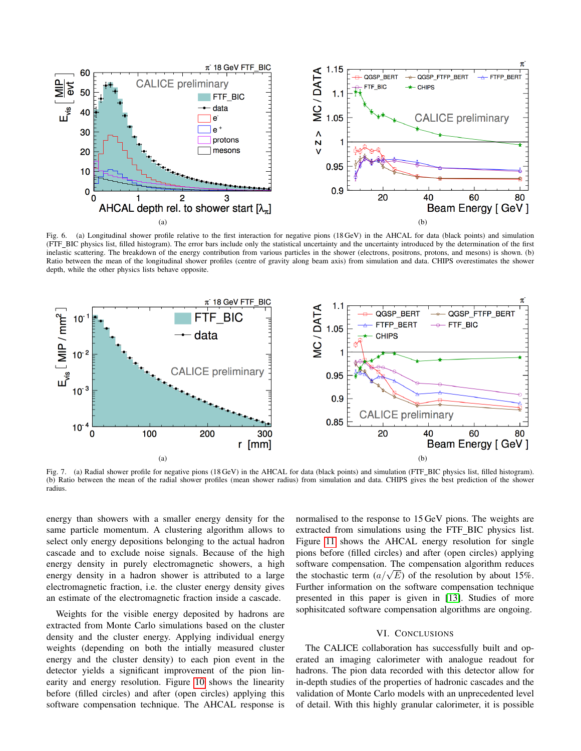π⁻ 18 GeV FTF_BIC

CALICE preliminary

$E_{vis}$ [MIP / evt]

FTF_BIC

data

e⁻

e⁺

protons

mesons

AHCAL depth rel. to shower start [$\lambda_\pi$]

(a)

π⁻

MC / DATA

< z >

QGSP_BERT

QGSP_FTFP_BERT

FTFP_BERT

FTF_BIC

CHIPS

CALICE preliminary

Beam Energy [ GeV ]

(b)

Fig. 6. (a) Longitudinal shower profile relative to the first interaction for negative pions (18 GeV) in the AHCAL for data (black points) and simulation (FTF_BIC physics list, filled histogram). The error bars include only the statistical uncertainty and the uncertainty introduced by the determination of the first inelastic scattering. The breakdown of the energy contribution from various particles in the shower (electrons, positrons, protons, and mesons) is shown. (b) Ratio between the mean of the longitudinal shower profiles (centre of gravity along beam axis) from simulation and data. CHIPS overestimates the shower depth, while the other physics lists behave opposite.

π⁻ 18 GeV FTF_BIC

$E_{vis}$ [ MIP / mm² ]

FTF_BIC

data

CALICE preliminary

r [mm]

(a)

π⁻

MC / DATA

QGSP_BERT

QGSP_FTFP_BERT

FTFP_BERT

FTF_BIC

CHIPS

CALICE preliminary

Beam Energy [ GeV ]

(b)

Fig. 7. (a) Radial shower profile for negative pions (18 GeV) in the AHCAL for data (black points) and simulation (FTF_BIC physics list, filled histogram). (b) Ratio between the mean of the radial shower profiles (mean shower radius) from simulation and data. CHIPS gives the best prediction of the shower radius.

energy than showers with a smaller energy density for the same particle momentum. A clustering algorithm allows to select only energy depositions belonging to the actual hadron cascade and to exclude noise signals. Because of the high energy density in purely electromagnetic showers, a high energy density in a hadron shower is attributed to a large electromagnetic fraction, i.e. the cluster energy density gives an estimate of the electromagnetic fraction inside a cascade.

Weights for the visible energy deposited by hadrons are extracted from Monte Carlo simulations based on the cluster density and the cluster energy. Applying individual energy weights (depending on both the intially measured cluster energy and the cluster density) to each pion event in the detector yields a significant improvement of the pion linearity and energy resolution. Figure [10] shows the linearity before (filled circles) and after (open circles) applying this software compensation technique. The AHCAL response is normalised to the response to 15 GeV pions. The weights are extracted from simulations using the FTF_BIC physics list. Figure [11] shows the AHCAL energy resolution for single pions before (filled circles) and after (open circles) applying software compensation. The compensation algorithm reduces the stochastic term ($a/\sqrt{E}$) of the resolution by about 15%. Further information on the software compensation technique presented in this paper is given in [13]. Studies of more sophisitcated software compensation algorithms are ongoing.

## VI. Conclusions

The CALICE collaboration has successfully built and operated an imaging calorimeter with analogue readout for hadrons. The pion data recorded with this detector allow for in-depth studies of the properties of hadronic cascades and the validation of Monte Carlo models with an unprecedented level of detail. With this highly granular calorimeter, it is possible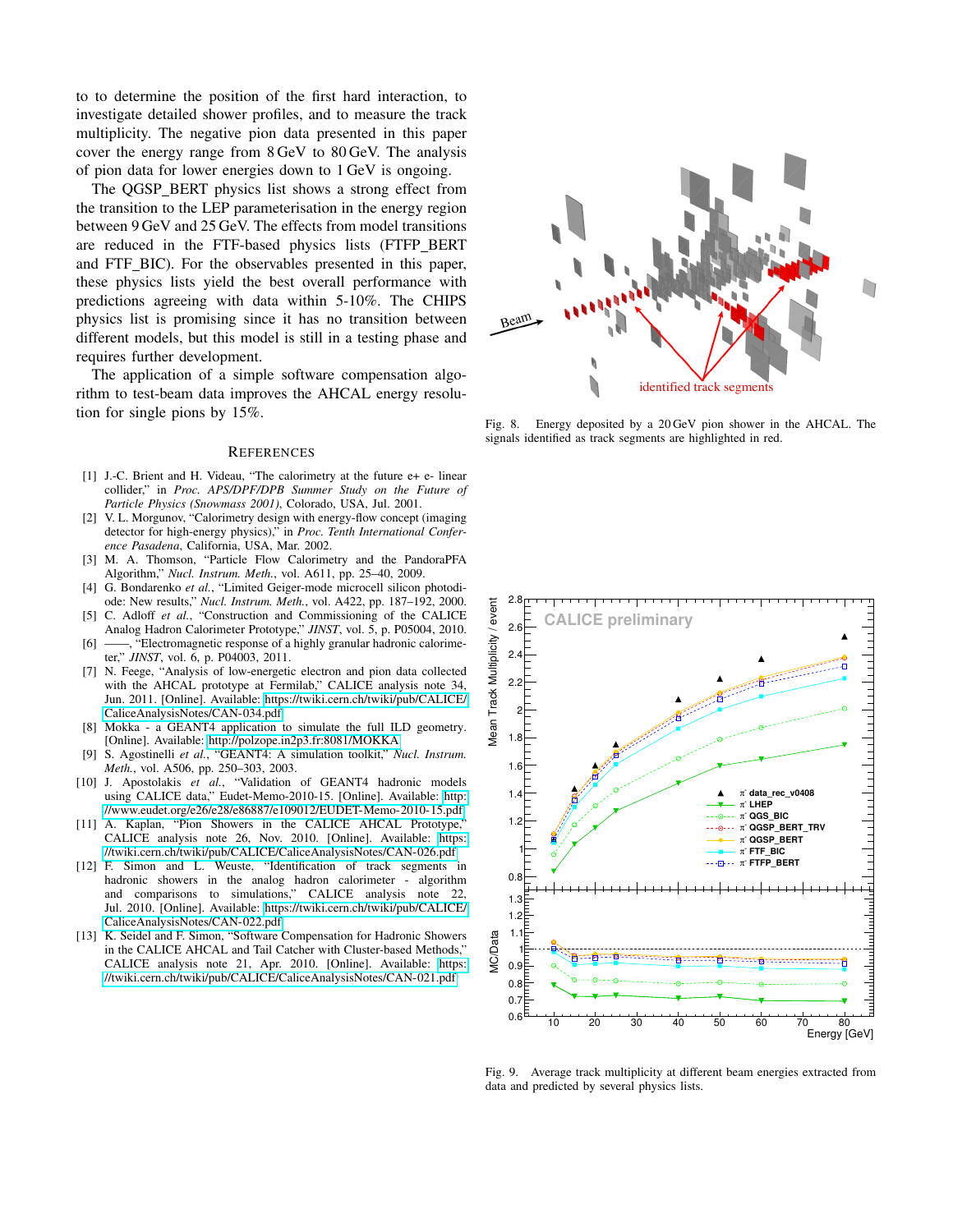to to determine the position of the first hard interaction, to investigate detailed shower profiles, and to measure the track multiplicity. The negative pion data presented in this paper cover the energy range from 8 GeV to 80 GeV. The analysis of pion data for lower energies down to 1 GeV is ongoing.

The QGSP_BERT physics list shows a strong effect from the transition to the LEP parameterisation in the energy region between 9 GeV and 25 GeV. The effects from model transitions are reduced in the FTF-based physics lists (FTFP_BERT and FTF_BIC). For the observables presented in this paper, these physics lists yield the best overall performance with predictions agreeing with data within 5-10%. The CHIPS physics list is promising since it has no transition between different models, but this model is still in a testing phase and requires further development.

The application of a simple software compensation algorithm to test-beam data improves the AHCAL energy resolution for single pions by 15%.

Beam

identified track segments

Fig. 8. Energy deposited by a 20 GeV pion shower in the AHCAL. The signals identified as track segments are highlighted in red.

CALICE preliminary

Mean Track Multiplicity / event

MC/Data

Energy [GeV]

π⁻ data_rec_v0408
π⁻ LHEP
π⁻ QGS_BIC
π⁻ QGSP_BERT_TRV
π⁻ QGSP_BERT
π⁻ FTF_BIC
π⁻ FTFP_BERT

Fig. 9. Average track multiplicity at different beam energies extracted from data and predicted by several physics lists.

## References

[1] J.-C. Brient and H. Videau, “The calorimetry at the future e+ e- linear collider,” in *Proc. APS/DPF/DPB Summer Study on the Future of Particle Physics (Snowmass 2001)*, Colorado, USA, Jul. 2001.

[2] V. L. Morgunov, “Calorimetry design with energy-flow concept (imaging detector for high-energy physics),” in *Proc. Tenth International Conference Pasadena*, California, USA, Mar. 2002.

[3] M. A. Thomson, “Particle Flow Calorimetry and the PandoraPFA Algorithm,” *Nucl. Instrum. Meth.*, vol. A611, pp. 25–40, 2009.

[4] G. Bondarenko *et al.*, “Limited Geiger-mode microcell silicon photodiode: New results,” *Nucl. Instrum. Meth.*, vol. A422, pp. 187–192, 2000.

[5] C. Adloff *et al.*, “Construction and Commissioning of the CALICE Analog Hadron Calorimeter Prototype,” *JINST*, vol. 5, p. P05004, 2010.

[6] ——, “Electromagnetic response of a highly granular hadronic calorimeter,” *JINST*, vol. 6, p. P04003, 2011.

[7] N. Feege, “Analysis of low-energetic electron and pion data collected with the AHCAL prototype at Fermilab,” CALICE analysis note 34, Jun. 2011. [Online]. Available: https://twiki.cern.ch/twiki/pub/CALICE/CaliceAnalysisNotes/CAN-034.pdf

[8] Mokka - a GEANT4 application to simulate the full ILD geometry. [Online]. Available: http://polzope.in2p3.fr:8081/MOKKA

[9] S. Agostinelli *et al.*, “GEANT4: A simulation toolkit,” *Nucl. Instrum. Meth.*, vol. A506, pp. 250–303, 2003.

[10] J. Apostolakis *et al.*, “Validation of GEANT4 hadronic models using CALICE data,” Eudet-Memo-2010-15. [Online]. Available: http://www.eudet.org/e26/e28/e86887/e109012/EUDET-Memo-2010-15.pdf

[11] A. Kaplan, “Pion Showers in the CALICE AHCAL Prototype,” CALICE analysis note 26, Nov. 2010. [Online]. Available: https://twiki.cern.ch/twiki/pub/CALICE/CaliceAnalysisNotes/CAN-026.pdf

[12] F. Simon and L. Weuste, “Identification of track segments in hadronic showers in the analog hadron calorimeter - algorithm and comparisons to simulations,” CALICE analysis note 22, Jul. 2010. [Online]. Available: https://twiki.cern.ch/twiki/pub/CALICE/CaliceAnalysisNotes/CAN-022.pdf

[13] K. Seidel and F. Simon, “Software Compensation for Hadronic Showers in the CALICE AHCAL and Tail Catcher with Cluster-based Methods,” CALICE analysis note 21, Apr. 2010. [Online]. Available: https://twiki.cern.ch/twiki/pub/CALICE/CaliceAnalysisNotes/CAN-021.pdf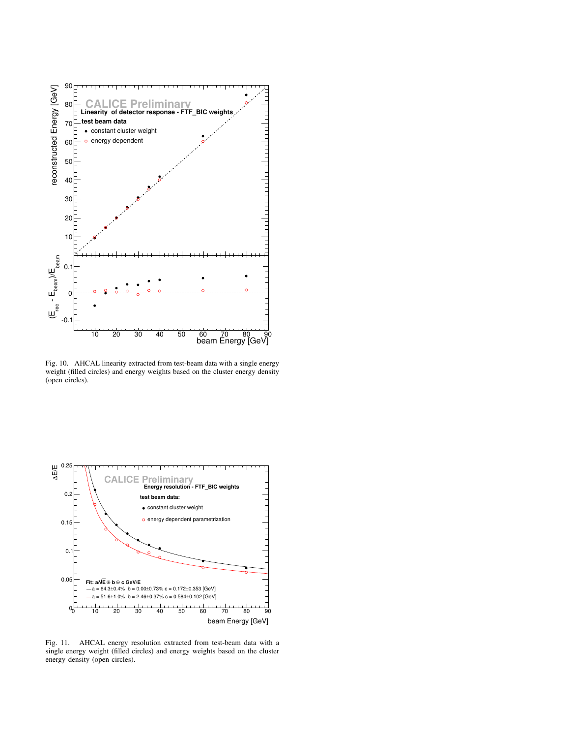CALICE Preliminary

Linearity of detector response - FTF_BIC weights

test beam data

constant cluster weight

energy dependent

reconstructed Energy [GeV]

$(E_{rec} - E_{beam})/E_{beam}$

beam Energy [GeV]

Fig. 10. AHCAL linearity extracted from test-beam data with a single energy weight (filled circles) and energy weights based on the cluster energy density (open circles).

CALICE Preliminary

Energy resolution - FTF_BIC weights

test beam data:

constant cluster weight

energy dependent parametrization

$\Delta E/E$

Fit: $a\sqrt{E} \oplus b \oplus c$ GeV/E

a = 64.3±0.4% b = 0.00±0.73% c = 0.172±0.353 [GeV]

a = 51.6±1.0% b = 2.46±0.37% c = 0.584±0.102 [GeV]

beam Energy [GeV]

Fig. 11. AHCAL energy resolution extracted from test-beam data with a single energy weight (filled circles) and energy weights based on the cluster energy density (open circles).